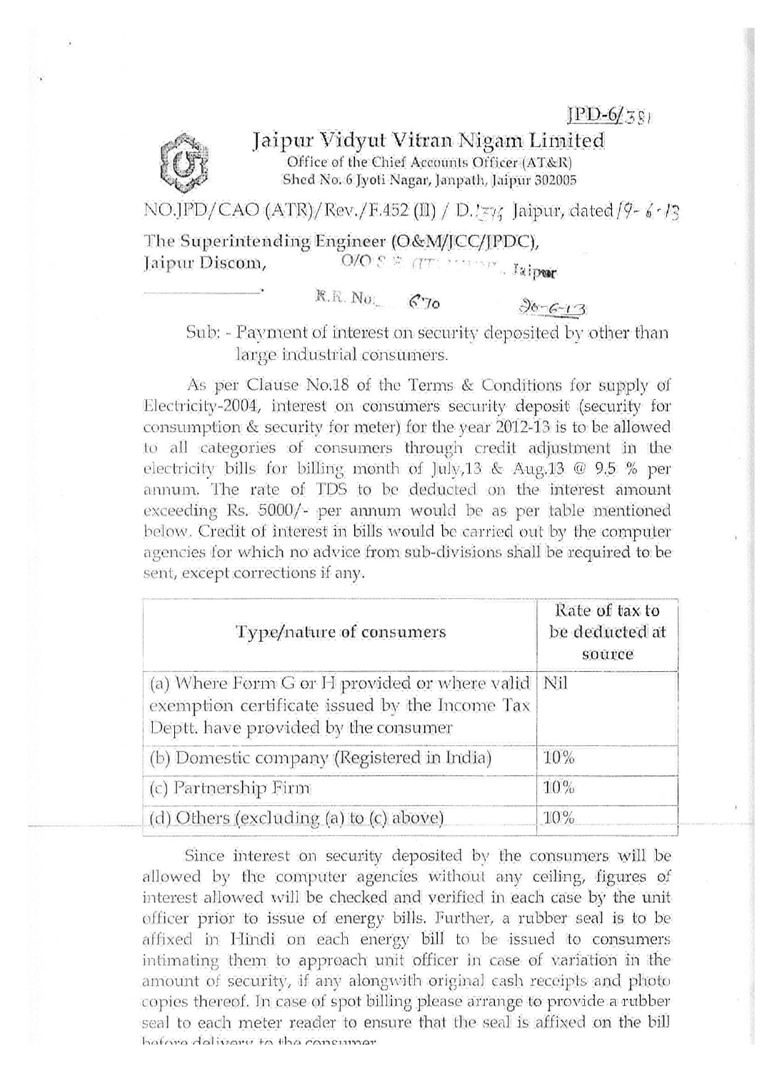JPD-6/381

# Jaipur Vidyut Vitran Nigam Limited

Office of the Chief Accounts Officer (AT&R)
Shed No. 6 Jyoti Nagar, Janpath, Jaipur 302005

NO.JPD/CAO (ATR)/Rev./F.452 (II) / D.1774 Jaipur, dated 19-6-13

The Superintending Engineer (O&M/JCC/JPDC),
Jaipur Discom,

O/O S.E. (JT...), Jaipur

R.R. No. 670 20-6-13

Sub: - Payment of interest on security deposited by other than large industrial consumers.

As per Clause No.18 of the Terms & Conditions for supply of Electricity-2004, interest on consumers security deposit (security for consumption & security for meter) for the year 2012-13 is to be allowed to all categories of consumers through credit adjustment in the electricity bills for billing month of July,13 & Aug.13 @ 9.5 % per annum. The rate of TDS to be deducted on the interest amount exceeding Rs. 5000/- per annum would be as per table mentioned below. Credit of interest in bills would be carried out by the computer agencies for which no advice from sub-divisions shall be required to be sent, except corrections if any.

| Type/nature of consumers | Rate of tax to be deducted at source |
|---|---|
| (a) Where Form G or H provided or where valid exemption certificate issued by the Income Tax Deptt. have provided by the consumer | Nil |
| (b) Domestic company (Registered in India) | 10% |
| (c) Partnership Firm | 10% |
| (d) Others (excluding (a) to (c) above) | 10% |

Since interest on security deposited by the consumers will be allowed by the computer agencies without any ceiling, figures of interest allowed will be checked and verified in each case by the unit officer prior to issue of energy bills. Further, a rubber seal is to be affixed in Hindi on each energy bill to be issued to consumers intimating them to approach unit officer in case of variation in the amount of security, if any alongwith original cash receipts and photo copies thereof. In case of spot billing please arrange to provide a rubber seal to each meter reader to ensure that the seal is affixed on the bill before delivery to the consumer.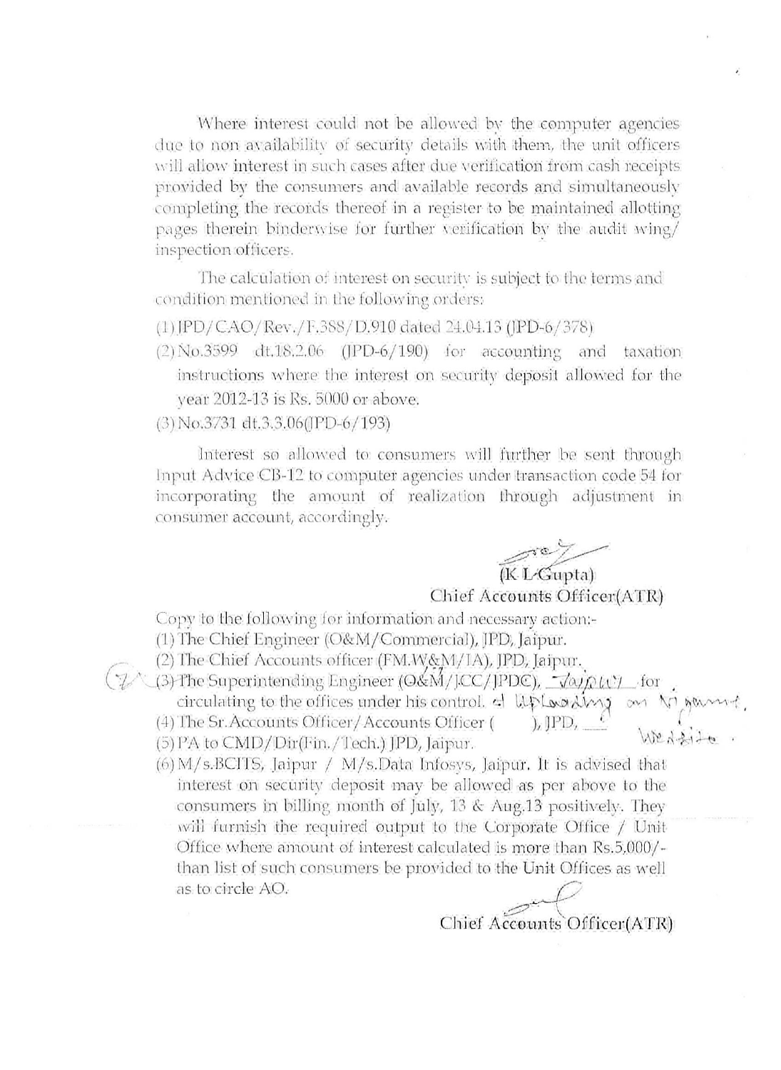Where interest could not be allowed by the computer agencies due to non availability of security details with them, the unit officers will allow interest in such cases after due verification from cash receipts provided by the consumers and available records and simultaneously completing the records thereof in a register to be maintained allotting pages therein binderwise for further verification by the audit wing/ inspection officers.

The calculation of interest on security is subject to the terms and condition mentioned in the following orders:

(1) JPD/CAO/Rev./F.388/D.910 dated 24.04.13 (JPD-6/378)

(2) No.3599 dt.18.2.06 (JPD-6/190) for accounting and taxation instructions where the interest on security deposit allowed for the year 2012-13 is Rs. 5000 or above.

(3) No.3731 dt.3.3.06(JPD-6/193)

Interest so allowed to consumers will further be sent through Input Advice CB-12 to computer agencies under transaction code 54 for incorporating the amount of realization through adjustment in consumer account, accordingly.

(K L Gupta)
Chief Accounts Officer(ATR)

Copy to the following for information and necessary action:-

(1) The Chief Engineer (O&M/Commercial), JPD, Jaipur.

(2) The Chief Accounts officer (FM.W&M/IA), JPD, Jaipur.

(3) The Superintending Engineer (O&M/JCC/JPDC), Jaipur for circulating to the offices under his control. & uploading on Nigam website.

(4) The Sr.Accounts Officer/Accounts Officer ( ), JPD, \_\_

(5) PA to CMD/Dir(Fin./Tech.) JPD, Jaipur.

(6) M/s.BCITS, Jaipur / M/s.Data Infosys, Jaipur. It is advised that interest on security deposit may be allowed as per above to the consumers in billing month of July, 13 & Aug.13 positively. They will furnish the required output to the Corporate Office / Unit Office where amount of interest calculated is more than Rs.5,000/- than list of such consumers be provided to the Unit Offices as well as to circle AO.

Chief Accounts Officer(ATR)